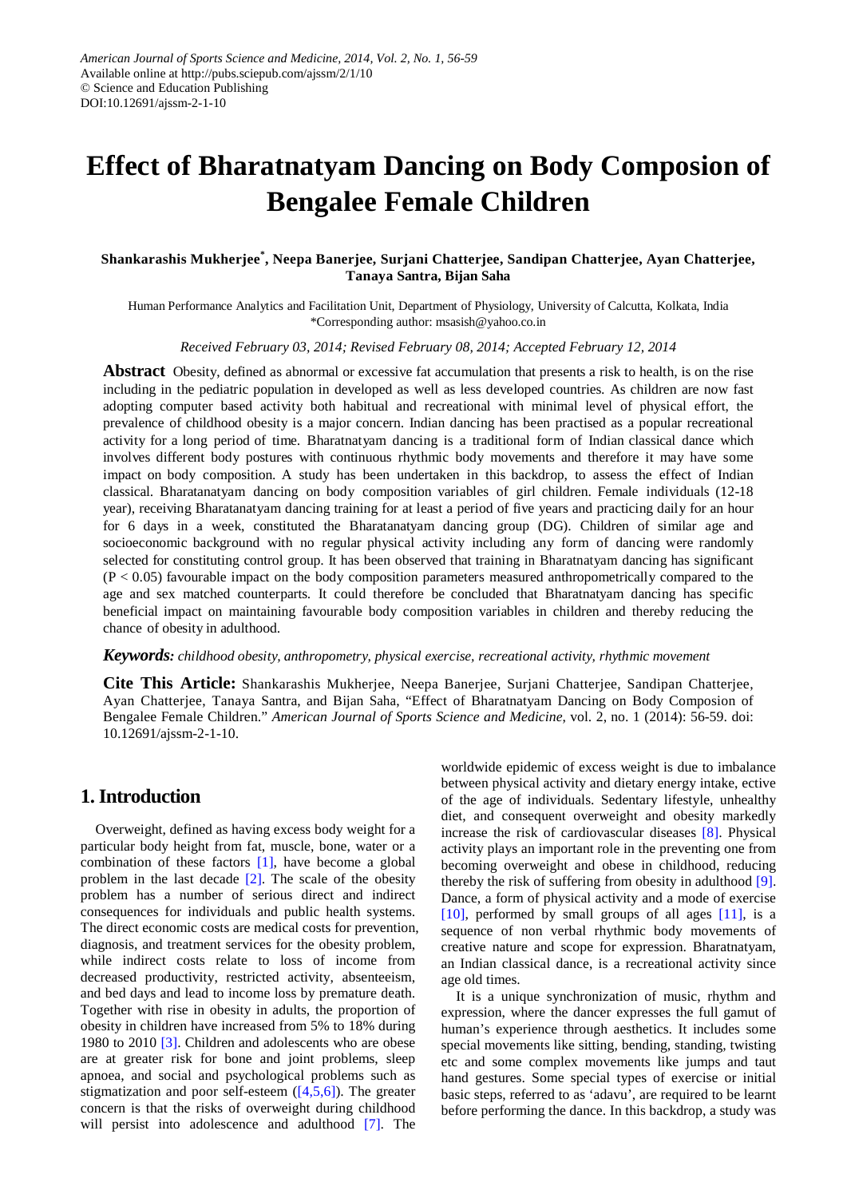# Effect of Bharatnatyam Dancing on Body Composion of Bengalee Female Children

**Shankarashis Mukherjee[*], Neepa Banerjee, Surjani Chatterjee, Sandipan Chatterjee, Ayan Chatterjee, Tanaya Santra, Bijan Saha**

Human Performance Analytics and Facilitation Unit, Department of Physiology, University of Calcutta, Kolkata, India
*Corresponding author: msasish@yahoo.co.in

*Received February 03, 2014; Revised February 08, 2014; Accepted February 12, 2014*

**Abstract** Obesity, defined as abnormal or excessive fat accumulation that presents a risk to health, is on the rise including in the pediatric population in developed as well as less developed countries. As children are now fast adopting computer based activity both habitual and recreational with minimal level of physical effort, the prevalence of childhood obesity is a major concern. Indian dancing has been practised as a popular recreational activity for a long period of time. Bharatnatyam dancing is a traditional form of Indian classical dance which involves different body postures with continuous rhythmic body movements and therefore it may have some impact on body composition. A study has been undertaken in this backdrop, to assess the effect of Indian classical. Bharatanatyam dancing on body composition variables of girl children. Female individuals (12-18 year), receiving Bharatanatyam dancing training for at least a period of five years and practicing daily for an hour for 6 days in a week, constituted the Bharatanatyam dancing group (DG). Children of similar age and socioeconomic background with no regular physical activity including any form of dancing were randomly selected for constituting control group. It has been observed that training in Bharatnatyam dancing has significant ($P < 0.05$) favourable impact on the body composition parameters measured anthropometrically compared to the age and sex matched counterparts. It could therefore be concluded that Bharatnatyam dancing has specific beneficial impact on maintaining favourable body composition variables in children and thereby reducing the chance of obesity in adulthood.

***Keywords:*** *childhood obesity, anthropometry, physical exercise, recreational activity, rhythmic movement*

**Cite This Article:** Shankarashis Mukherjee, Neepa Banerjee, Surjani Chatterjee, Sandipan Chatterjee, Ayan Chatterjee, Tanaya Santra, and Bijan Saha, "Effect of Bharatnatyam Dancing on Body Composion of Bengalee Female Children." *American Journal of Sports Science and Medicine*, vol. 2, no. 1 (2014): 56-59. doi: 10.12691/ajssm-2-1-10.

## 1. Introduction

Overweight, defined as having excess body weight for a particular body height from fat, muscle, bone, water or a combination of these factors [1], have become a global problem in the last decade [2]. The scale of the obesity problem has a number of serious direct and indirect consequences for individuals and public health systems. The direct economic costs are medical costs for prevention, diagnosis, and treatment services for the obesity problem, while indirect costs relate to loss of income from decreased productivity, restricted activity, absenteeism, and bed days and lead to income loss by premature death. Together with rise in obesity in adults, the proportion of obesity in children have increased from 5% to 18% during 1980 to 2010 [3]. Children and adolescents who are obese are at greater risk for bone and joint problems, sleep apnoea, and social and psychological problems such as stigmatization and poor self-esteem ([4,5,6]). The greater concern is that the risks of overweight during childhood will persist into adolescence and adulthood [7]. The worldwide epidemic of excess weight is due to imbalance between physical activity and dietary energy intake, ective of the age of individuals. Sedentary lifestyle, unhealthy diet, and consequent overweight and obesity markedly increase the risk of cardiovascular diseases [8]. Physical activity plays an important role in the preventing one from becoming overweight and obese in childhood, reducing thereby the risk of suffering from obesity in adulthood [9]. Dance, a form of physical activity and a mode of exercise [10], performed by small groups of all ages [11], is a sequence of non verbal rhythmic body movements of creative nature and scope for expression. Bharatnatyam, an Indian classical dance, is a recreational activity since age old times.

It is a unique synchronization of music, rhythm and expression, where the dancer expresses the full gamut of human's experience through aesthetics. It includes some special movements like sitting, bending, standing, twisting etc and some complex movements like jumps and taut hand gestures. Some special types of exercise or initial basic steps, referred to as 'adavu', are required to be learnt before performing the dance. In this backdrop, a study was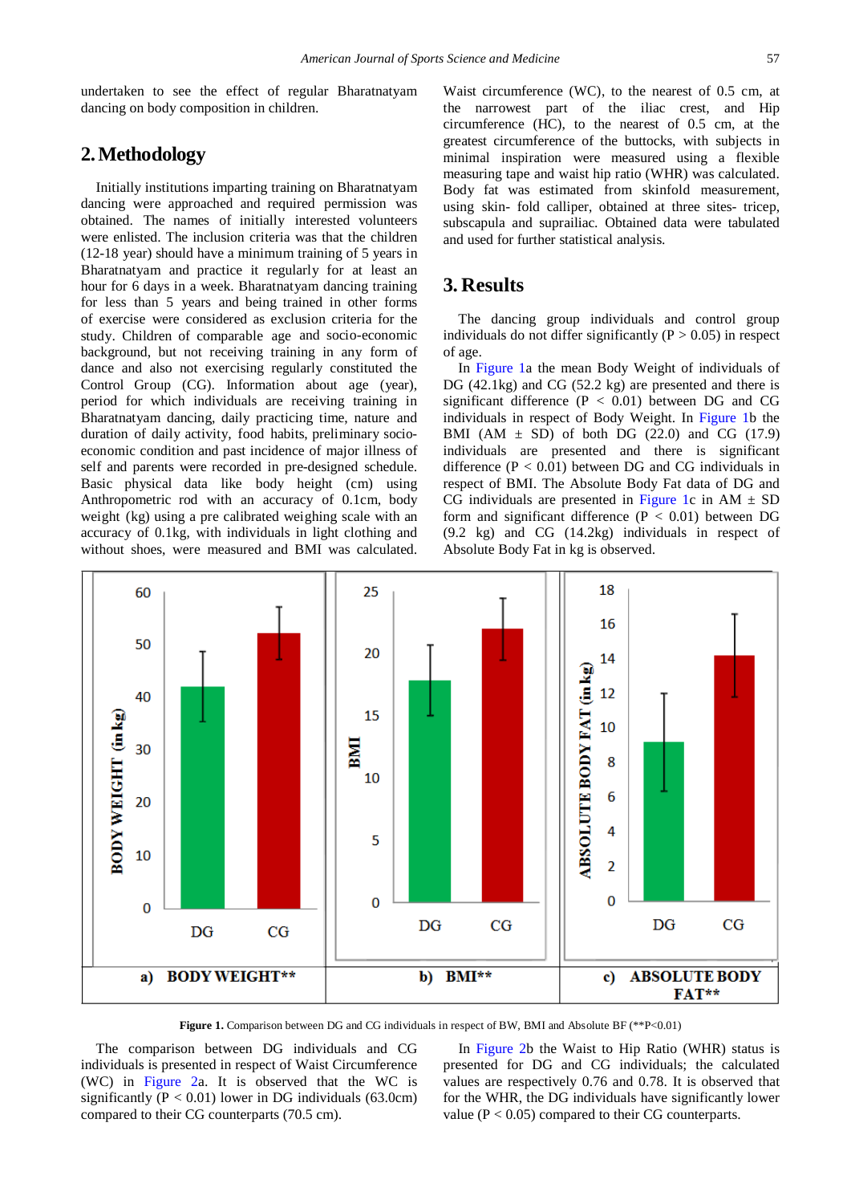undertaken to see the effect of regular Bharatnatyam dancing on body composition in children.

## 2. Methodology

Initially institutions imparting training on Bharatnatyam dancing were approached and required permission was obtained. The names of initially interested volunteers were enlisted. The inclusion criteria was that the children (12-18 year) should have a minimum training of 5 years in Bharatnatyam and practice it regularly for at least an hour for 6 days in a week. Bharatnatyam dancing training for less than 5 years and being trained in other forms of exercise were considered as exclusion criteria for the study. Children of comparable age and socio-economic background, but not receiving training in any form of dance and also not exercising regularly constituted the Control Group (CG). Information about age (year), period for which individuals are receiving training in Bharatnatyam dancing, daily practicing time, nature and duration of daily activity, food habits, preliminary socio-economic condition and past incidence of major illness of self and parents were recorded in pre-designed schedule. Basic physical data like body height (cm) using Anthropometric rod with an accuracy of 0.1cm, body weight (kg) using a pre calibrated weighing scale with an accuracy of 0.1kg, with individuals in light clothing and without shoes, were measured and BMI was calculated. Waist circumference (WC), to the nearest of 0.5 cm, at the narrowest part of the iliac crest, and Hip circumference (HC), to the nearest of 0.5 cm, at the greatest circumference of the buttocks, with subjects in minimal inspiration were measured using a flexible measuring tape and waist hip ratio (WHR) was calculated. Body fat was estimated from skinfold measurement, using skin- fold calliper, obtained at three sites- tricep, subscapula and suprailiac. Obtained data were tabulated and used for further statistical analysis.

## 3. Results

The dancing group individuals and control group individuals do not differ significantly ($P > 0.05$) in respect of age.

In Figure 1a the mean Body Weight of individuals of DG (42.1kg) and CG (52.2 kg) are presented and there is significant difference ($P < 0.01$) between DG and CG individuals in respect of Body Weight. In Figure 1b the BMI (AM ± SD) of both DG (22.0) and CG (17.9) individuals are presented and there is significant difference ($P < 0.01$) between DG and CG individuals in respect of BMI. The Absolute Body Fat data of DG and CG individuals are presented in Figure 1c in AM ± SD form and significant difference ($P < 0.01$) between DG (9.2 kg) and CG (14.2kg) individuals in respect of Absolute Body Fat in kg is observed.

**Figure 1.** Comparison between DG and CG individuals in respect of BW, BMI and Absolute BF (**P<0.01)

The comparison between DG individuals and CG individuals is presented in respect of Waist Circumference (WC) in Figure 2a. It is observed that the WC is significantly ($P < 0.01$) lower in DG individuals (63.0cm) compared to their CG counterparts (70.5 cm).

In Figure 2b the Waist to Hip Ratio (WHR) status is presented for DG and CG individuals; the calculated values are respectively 0.76 and 0.78. It is observed that for the WHR, the DG individuals have significantly lower value ($P < 0.05$) compared to their CG counterparts.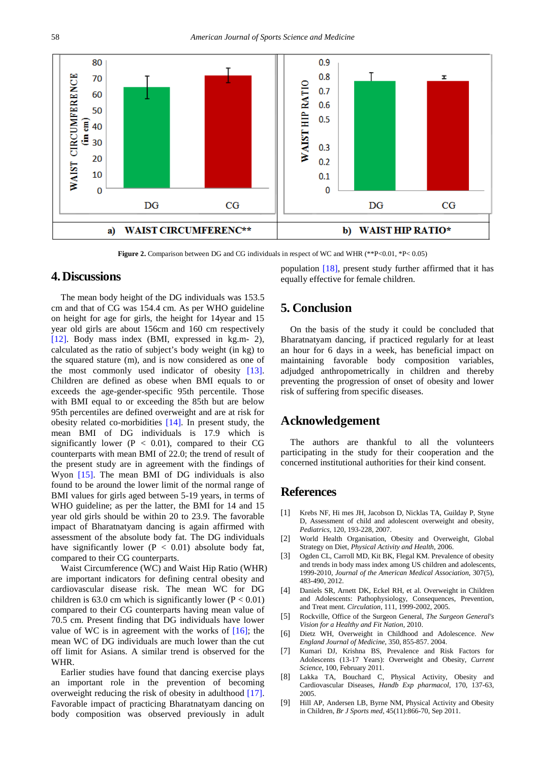Figure 2. Comparison between DG and CG individuals in respect of WC and WHR (**P<0.01, *P< 0.05)

## 4. Discussions

The mean body height of the DG individuals was 153.5 cm and that of CG was 154.4 cm. As per WHO guideline on height for age for girls, the height for 14year and 15 year old girls are about 156cm and 160 cm respectively [12]. Body mass index (BMI, expressed in kg.m- 2), calculated as the ratio of subject's body weight (in kg) to the squared stature (m), and is now considered as one of the most commonly used indicator of obesity [13]. Children are defined as obese when BMI equals to or exceeds the age-gender-specific 95th percentile. Those with BMI equal to or exceeding the 85th but are below 95th percentiles are defined overweight and are at risk for obesity related co-morbidities [14]. In present study, the mean BMI of DG individuals is 17.9 which is significantly lower ($P < 0.01$), compared to their CG counterparts with mean BMI of 22.0; the trend of result of the present study are in agreement with the findings of Wyon [15]. The mean BMI of DG individuals is also found to be around the lower limit of the normal range of BMI values for girls aged between 5-19 years, in terms of WHO guideline; as per the latter, the BMI for 14 and 15 year old girls should be within 20 to 23.9. The favorable impact of Bharatnatyam dancing is again affirmed with assessment of the absolute body fat. The DG individuals have significantly lower ($P < 0.01$) absolute body fat, compared to their CG counterparts.

Waist Circumference (WC) and Waist Hip Ratio (WHR) are important indicators for defining central obesity and cardiovascular disease risk. The mean WC for DG children is 63.0 cm which is significantly lower ($P < 0.01$) compared to their CG counterparts having mean value of 70.5 cm. Present finding that DG individuals have lower value of WC is in agreement with the works of [16]; the mean WC of DG individuals are much lower than the cut off limit for Asians. A similar trend is observed for the WHR.

Earlier studies have found that dancing exercise plays an important role in the prevention of becoming overweight reducing the risk of obesity in adulthood [17]. Favorable impact of practicing Bharatnatyam dancing on body composition was observed previously in adult population [18], present study further affirmed that it has equally effective for female children.

## 5. Conclusion

On the basis of the study it could be concluded that Bharatnatyam dancing, if practiced regularly for at least an hour for 6 days in a week, has beneficial impact on maintaining favorable body composition variables, adjudged anthropometrically in children and thereby preventing the progression of onset of obesity and lower risk of suffering from specific diseases.

## Acknowledgement

The authors are thankful to all the volunteers participating in the study for their cooperation and the concerned institutional authorities for their kind consent.

## References

[1] Krebs NF, Hi mes JH, Jacobson D, Nicklas TA, Guilday P, Styne D, Assessment of child and adolescent overweight and obesity, *Pediatrics*, 120, 193-228, 2007.

[2] World Health Organisation, Obesity and Overweight, Global Strategy on Diet, *Physical Activity and Health*, 2006.

[3] Ogden CL, Carroll MD, Kit BK, Flegal KM. Prevalence of obesity and trends in body mass index among US children and adolescents, 1999-2010, *Journal of the American Medical Association*, 307(5), 483-490, 2012.

[4] Daniels SR, Arnett DK, Eckel RH, et al. Overweight in Children and Adolescents: Pathophysiology, Consequences, Prevention, and Treat ment. *Circulation*, 111, 1999-2002, 2005.

[5] Rockville, Office of the Surgeon General, *The Surgeon General's Vision for a Healthy and Fit Nation*, 2010.

[6] Dietz WH, Overweight in Childhood and Adolescence. *New England Journal of Medicine*, 350, 855-857. 2004.

[7] Kumari DJ, Krishna BS, Prevalence and Risk Factors for Adolescents (13-17 Years): Overweight and Obesity, *Current Science*, 100, February 2011.

[8] Lakka TA, Bouchard C, Physical Activity, Obesity and Cardiovascular Diseases, *Handb Exp pharmacol*, 170, 137-63, 2005.

[9] Hill AP, Andersen LB, Byrne NM, Physical Activity and Obesity in Children, *Br J Sports med*, 45(11):866-70, Sep 2011.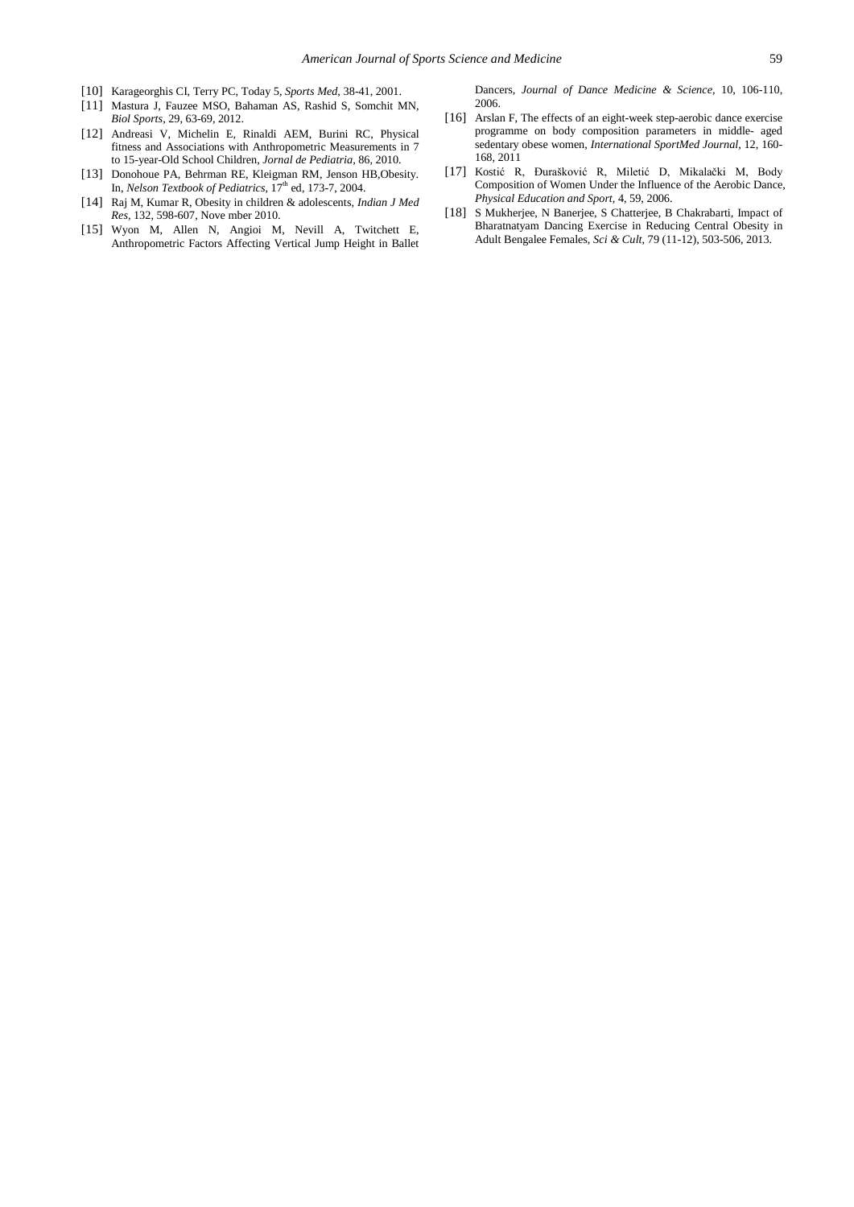[10] Karageorghis CI, Terry PC, Today 5, *Sports Med*, 38-41, 2001.

[11] Mastura J, Fauzee MSO, Bahaman AS, Rashid S, Somchit MN, *Biol Sports*, 29, 63-69, 2012.

[12] Andreasi V, Michelin E, Rinaldi AEM, Burini RC, Physical fitness and Associations with Anthropometric Measurements in 7 to 15-year-Old School Children, *Jornal de Pediatria*, 86, 2010.

[13] Donohoue PA, Behrman RE, Kleigman RM, Jenson HB,Obesity. In, *Nelson Textbook of Pediatrics*, 17th ed, 173-7, 2004.

[14] Raj M, Kumar R, Obesity in children & adolescents, *Indian J Med Res*, 132, 598-607, Nove mber 2010.

[15] Wyon M, Allen N, Angioi M, Nevill A, Twitchett E, Anthropometric Factors Affecting Vertical Jump Height in Ballet Dancers, *Journal of Dance Medicine & Science*, 10, 106-110, 2006.

[16] Arslan F, The effects of an eight-week step-aerobic dance exercise programme on body composition parameters in middle- aged sedentary obese women, *International SportMed Journal*, 12, 160-168, 2011

[17] Kostić R, Đurašković R, Miletić D, Mikalački M, Body Composition of Women Under the Influence of the Aerobic Dance, *Physical Education and Sport*, 4, 59, 2006.

[18] S Mukherjee, N Banerjee, S Chatterjee, B Chakrabarti, Impact of Bharatnatyam Dancing Exercise in Reducing Central Obesity in Adult Bengalee Females, *Sci & Cult*, 79 (11-12), 503-506, 2013.